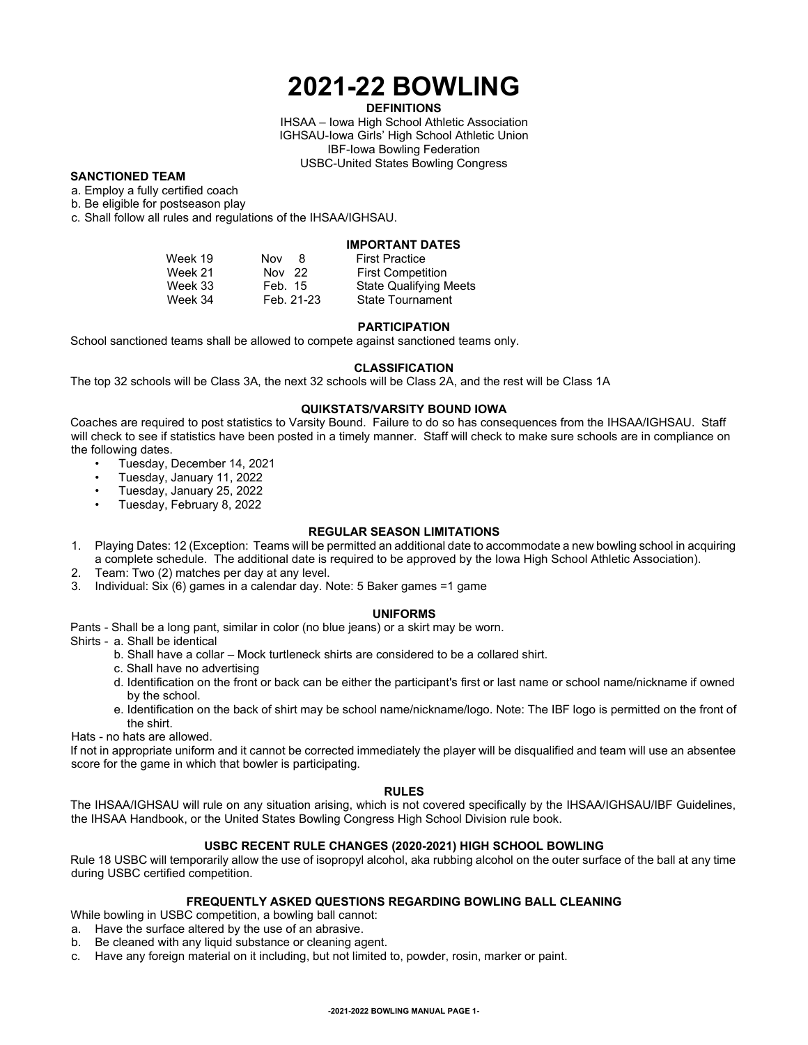# 2021-22 BOWLING

**DEFINITIONS**

IHSAA – Iowa High School Athletic Association
IGHSAU-Iowa Girls' High School Athletic Union
IBF-Iowa Bowling Federation
USBC-United States Bowling Congress

**SANCTIONED TEAM**

a. Employ a fully certified coach
b. Be eligible for postseason play
c. Shall follow all rules and regulations of the IHSAA/IGHSAU.

**IMPORTANT DATES**

| | | |
|---|---|---|
| Week 19 | Nov 8 | First Practice |
| Week 21 | Nov 22 | First Competition |
| Week 33 | Feb. 15 | State Qualifying Meets |
| Week 34 | Feb. 21-23 | State Tournament |

**PARTICIPATION**

School sanctioned teams shall be allowed to compete against sanctioned teams only.

**CLASSIFICATION**

The top 32 schools will be Class 3A, the next 32 schools will be Class 2A, and the rest will be Class 1A

**QUIKSTATS/VARSITY BOUND IOWA**

Coaches are required to post statistics to Varsity Bound. Failure to do so has consequences from the IHSAA/IGHSAU. Staff will check to see if statistics have been posted in a timely manner. Staff will check to make sure schools are in compliance on the following dates.

- Tuesday, December 14, 2021
- Tuesday, January 11, 2022
- Tuesday, January 25, 2022
- Tuesday, February 8, 2022

**REGULAR SEASON LIMITATIONS**

1. Playing Dates: 12 (Exception: Teams will be permitted an additional date to accommodate a new bowling school in acquiring a complete schedule. The additional date is required to be approved by the Iowa High School Athletic Association).
2. Team: Two (2) matches per day at any level.
3. Individual: Six (6) games in a calendar day. Note: 5 Baker games =1 game

**UNIFORMS**

Pants - Shall be a long pant, similar in color (no blue jeans) or a skirt may be worn.

Shirts -
a. Shall be identical
b. Shall have a collar – Mock turtleneck shirts are considered to be a collared shirt.
c. Shall have no advertising
d. Identification on the front or back can be either the participant's first or last name or school name/nickname if owned by the school.
e. Identification on the back of shirt may be school name/nickname/logo. Note: The IBF logo is permitted on the front of the shirt.

Hats - no hats are allowed.

If not in appropriate uniform and it cannot be corrected immediately the player will be disqualified and team will use an absentee score for the game in which that bowler is participating.

**RULES**

The IHSAA/IGHSAU will rule on any situation arising, which is not covered specifically by the IHSAA/IGHSAU/IBF Guidelines, the IHSAA Handbook, or the United States Bowling Congress High School Division rule book.

**USBC RECENT RULE CHANGES (2020-2021) HIGH SCHOOL BOWLING**

Rule 18 USBC will temporarily allow the use of isopropyl alcohol, aka rubbing alcohol on the outer surface of the ball at any time during USBC certified competition.

**FREQUENTLY ASKED QUESTIONS REGARDING BOWLING BALL CLEANING**

While bowling in USBC competition, a bowling ball cannot:

a. Have the surface altered by the use of an abrasive.
b. Be cleaned with any liquid substance or cleaning agent.
c. Have any foreign material on it including, but not limited to, powder, rosin, marker or paint.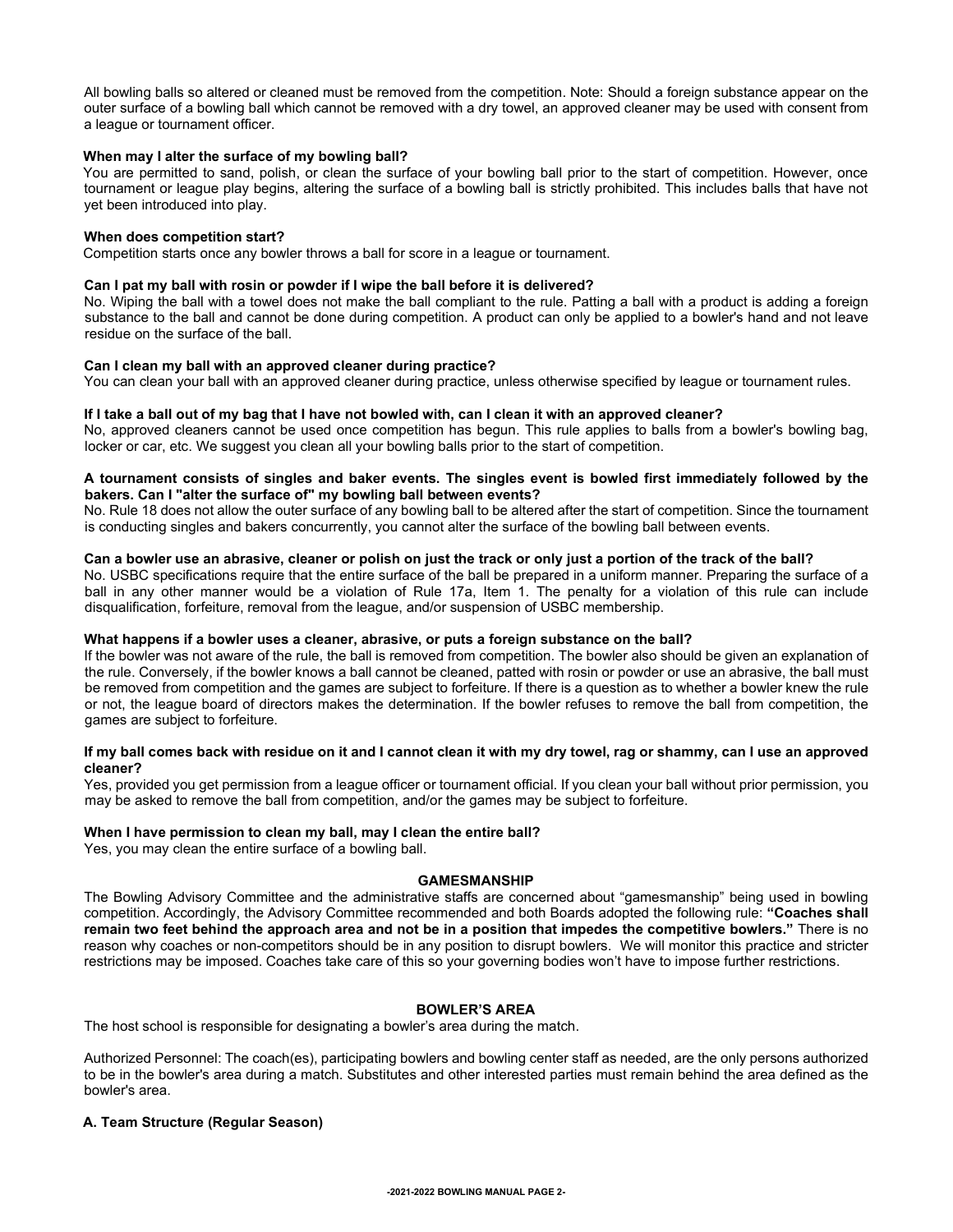All bowling balls so altered or cleaned must be removed from the competition. Note: Should a foreign substance appear on the outer surface of a bowling ball which cannot be removed with a dry towel, an approved cleaner may be used with consent from a league or tournament officer.

**When may I alter the surface of my bowling ball?**
You are permitted to sand, polish, or clean the surface of your bowling ball prior to the start of competition. However, once tournament or league play begins, altering the surface of a bowling ball is strictly prohibited. This includes balls that have not yet been introduced into play.

**When does competition start?**
Competition starts once any bowler throws a ball for score in a league or tournament.

**Can I pat my ball with rosin or powder if I wipe the ball before it is delivered?**
No. Wiping the ball with a towel does not make the ball compliant to the rule. Patting a ball with a product is adding a foreign substance to the ball and cannot be done during competition. A product can only be applied to a bowler's hand and not leave residue on the surface of the ball.

**Can I clean my ball with an approved cleaner during practice?**
You can clean your ball with an approved cleaner during practice, unless otherwise specified by league or tournament rules.

**If I take a ball out of my bag that I have not bowled with, can I clean it with an approved cleaner?**
No, approved cleaners cannot be used once competition has begun. This rule applies to balls from a bowler's bowling bag, locker or car, etc. We suggest you clean all your bowling balls prior to the start of competition.

**A tournament consists of singles and baker events. The singles event is bowled first immediately followed by the bakers. Can I "alter the surface of" my bowling ball between events?**
No. Rule 18 does not allow the outer surface of any bowling ball to be altered after the start of competition. Since the tournament is conducting singles and bakers concurrently, you cannot alter the surface of the bowling ball between events.

**Can a bowler use an abrasive, cleaner or polish on just the track or only just a portion of the track of the ball?**
No. USBC specifications require that the entire surface of the ball be prepared in a uniform manner. Preparing the surface of a ball in any other manner would be a violation of Rule 17a, Item 1. The penalty for a violation of this rule can include disqualification, forfeiture, removal from the league, and/or suspension of USBC membership.

**What happens if a bowler uses a cleaner, abrasive, or puts a foreign substance on the ball?**
If the bowler was not aware of the rule, the ball is removed from competition. The bowler also should be given an explanation of the rule. Conversely, if the bowler knows a ball cannot be cleaned, patted with rosin or powder or use an abrasive, the ball must be removed from competition and the games are subject to forfeiture. If there is a question as to whether a bowler knew the rule or not, the league board of directors makes the determination. If the bowler refuses to remove the ball from competition, the games are subject to forfeiture.

**If my ball comes back with residue on it and I cannot clean it with my dry towel, rag or shammy, can I use an approved cleaner?**
Yes, provided you get permission from a league officer or tournament official. If you clean your ball without prior permission, you may be asked to remove the ball from competition, and/or the games may be subject to forfeiture.

**When I have permission to clean my ball, may I clean the entire ball?**
Yes, you may clean the entire surface of a bowling ball.

## GAMESMANSHIP

The Bowling Advisory Committee and the administrative staffs are concerned about "gamesmanship" being used in bowling competition. Accordingly, the Advisory Committee recommended and both Boards adopted the following rule: **"Coaches shall remain two feet behind the approach area and not be in a position that impedes the competitive bowlers."** There is no reason why coaches or non-competitors should be in any position to disrupt bowlers. We will monitor this practice and stricter restrictions may be imposed. Coaches take care of this so your governing bodies won't have to impose further restrictions.

## BOWLER'S AREA

The host school is responsible for designating a bowler's area during the match.

Authorized Personnel: The coach(es), participating bowlers and bowling center staff as needed, are the only persons authorized to be in the bowler's area during a match. Substitutes and other interested parties must remain behind the area defined as the bowler's area.

### A. Team Structure (Regular Season)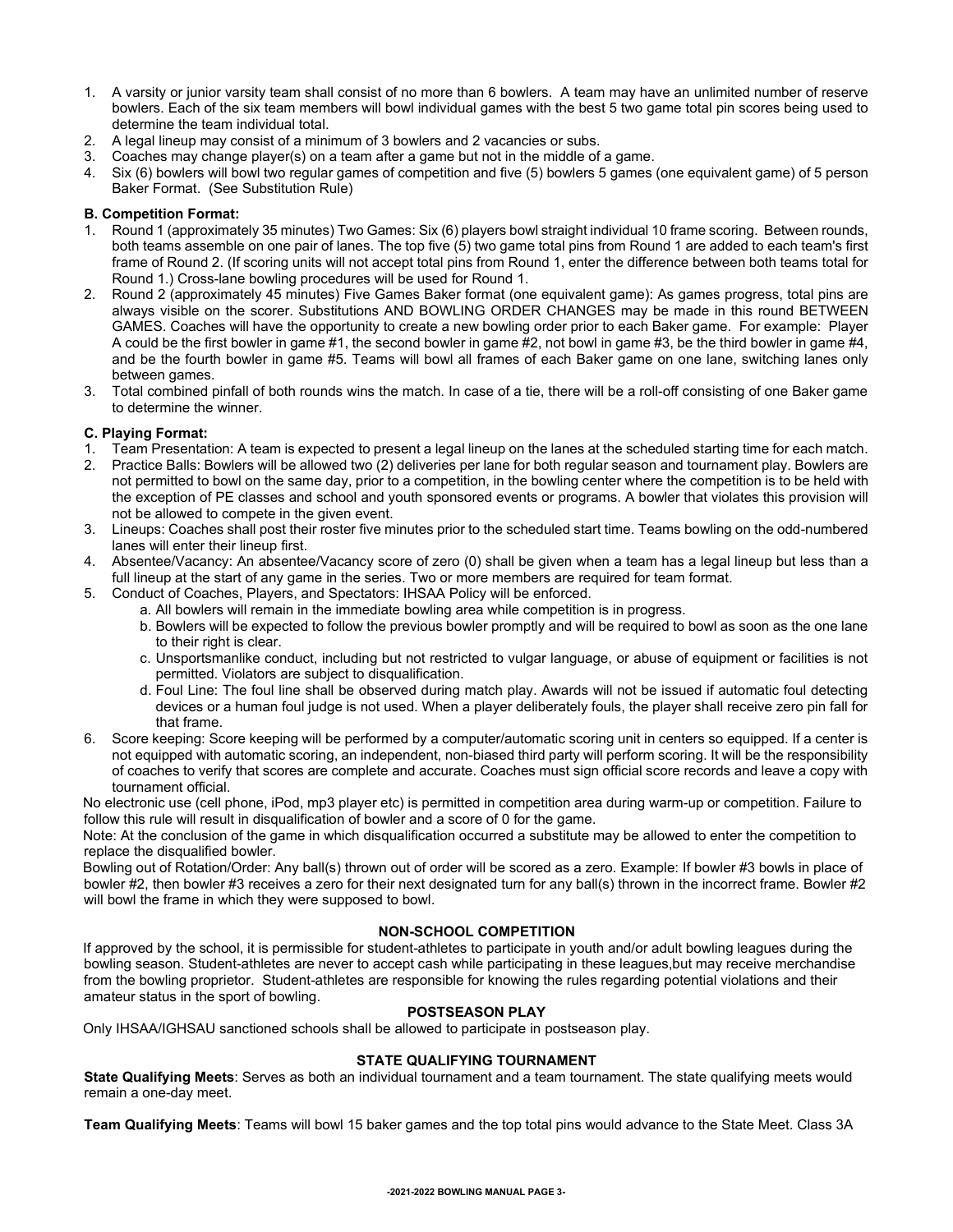1. A varsity or junior varsity team shall consist of no more than 6 bowlers. A team may have an unlimited number of reserve bowlers. Each of the six team members will bowl individual games with the best 5 two game total pin scores being used to determine the team individual total.
2. A legal lineup may consist of a minimum of 3 bowlers and 2 vacancies or subs.
3. Coaches may change player(s) on a team after a game but not in the middle of a game.
4. Six (6) bowlers will bowl two regular games of competition and five (5) bowlers 5 games (one equivalent game) of 5 person Baker Format. (See Substitution Rule)

**B. Competition Format:**

1. Round 1 (approximately 35 minutes) Two Games: Six (6) players bowl straight individual 10 frame scoring. Between rounds, both teams assemble on one pair of lanes. The top five (5) two game total pins from Round 1 are added to each team's first frame of Round 2. (If scoring units will not accept total pins from Round 1, enter the difference between both teams total for Round 1.) Cross-lane bowling procedures will be used for Round 1.
2. Round 2 (approximately 45 minutes) Five Games Baker format (one equivalent game): As games progress, total pins are always visible on the scorer. Substitutions AND BOWLING ORDER CHANGES may be made in this round BETWEEN GAMES. Coaches will have the opportunity to create a new bowling order prior to each Baker game. For example: Player A could be the first bowler in game #1, the second bowler in game #2, not bowl in game #3, be the third bowler in game #4, and be the fourth bowler in game #5. Teams will bowl all frames of each Baker game on one lane, switching lanes only between games.
3. Total combined pinfall of both rounds wins the match. In case of a tie, there will be a roll-off consisting of one Baker game to determine the winner.

**C. Playing Format:**

1. Team Presentation: A team is expected to present a legal lineup on the lanes at the scheduled starting time for each match.
2. Practice Balls: Bowlers will be allowed two (2) deliveries per lane for both regular season and tournament play. Bowlers are not permitted to bowl on the same day, prior to a competition, in the bowling center where the competition is to be held with the exception of PE classes and school and youth sponsored events or programs. A bowler that violates this provision will not be allowed to compete in the given event.
3. Lineups: Coaches shall post their roster five minutes prior to the scheduled start time. Teams bowling on the odd-numbered lanes will enter their lineup first.
4. Absentee/Vacancy: An absentee/Vacancy score of zero (0) shall be given when a team has a legal lineup but less than a full lineup at the start of any game in the series. Two or more members are required for team format.
5. Conduct of Coaches, Players, and Spectators: IHSAA Policy will be enforced.
   a. All bowlers will remain in the immediate bowling area while competition is in progress.
   b. Bowlers will be expected to follow the previous bowler promptly and will be required to bowl as soon as the one lane to their right is clear.
   c. Unsportsmanlike conduct, including but not restricted to vulgar language, or abuse of equipment or facilities is not permitted. Violators are subject to disqualification.
   d. Foul Line: The foul line shall be observed during match play. Awards will not be issued if automatic foul detecting devices or a human foul judge is not used. When a player deliberately fouls, the player shall receive zero pin fall for that frame.
6. Score keeping: Score keeping will be performed by a computer/automatic scoring unit in centers so equipped. If a center is not equipped with automatic scoring, an independent, non-biased third party will perform scoring. It will be the responsibility of coaches to verify that scores are complete and accurate. Coaches must sign official score records and leave a copy with tournament official.

No electronic use (cell phone, iPod, mp3 player etc) is permitted in competition area during warm-up or competition. Failure to follow this rule will result in disqualification of bowler and a score of 0 for the game.

Note: At the conclusion of the game in which disqualification occurred a substitute may be allowed to enter the competition to replace the disqualified bowler.

Bowling out of Rotation/Order: Any ball(s) thrown out of order will be scored as a zero. Example: If bowler #3 bowls in place of bowler #2, then bowler #3 receives a zero for their next designated turn for any ball(s) thrown in the incorrect frame. Bowler #2 will bowl the frame in which they were supposed to bowl.

**NON-SCHOOL COMPETITION**

If approved by the school, it is permissible for student-athletes to participate in youth and/or adult bowling leagues during the bowling season. Student-athletes are never to accept cash while participating in these leagues,but may receive merchandise from the bowling proprietor. Student-athletes are responsible for knowing the rules regarding potential violations and their amateur status in the sport of bowling.

**POSTSEASON PLAY**

Only IHSAA/IGHSAU sanctioned schools shall be allowed to participate in postseason play.

**STATE QUALIFYING TOURNAMENT**

**State Qualifying Meets**: Serves as both an individual tournament and a team tournament. The state qualifying meets would remain a one-day meet.

**Team Qualifying Meets**: Teams will bowl 15 baker games and the top total pins would advance to the State Meet. Class 3A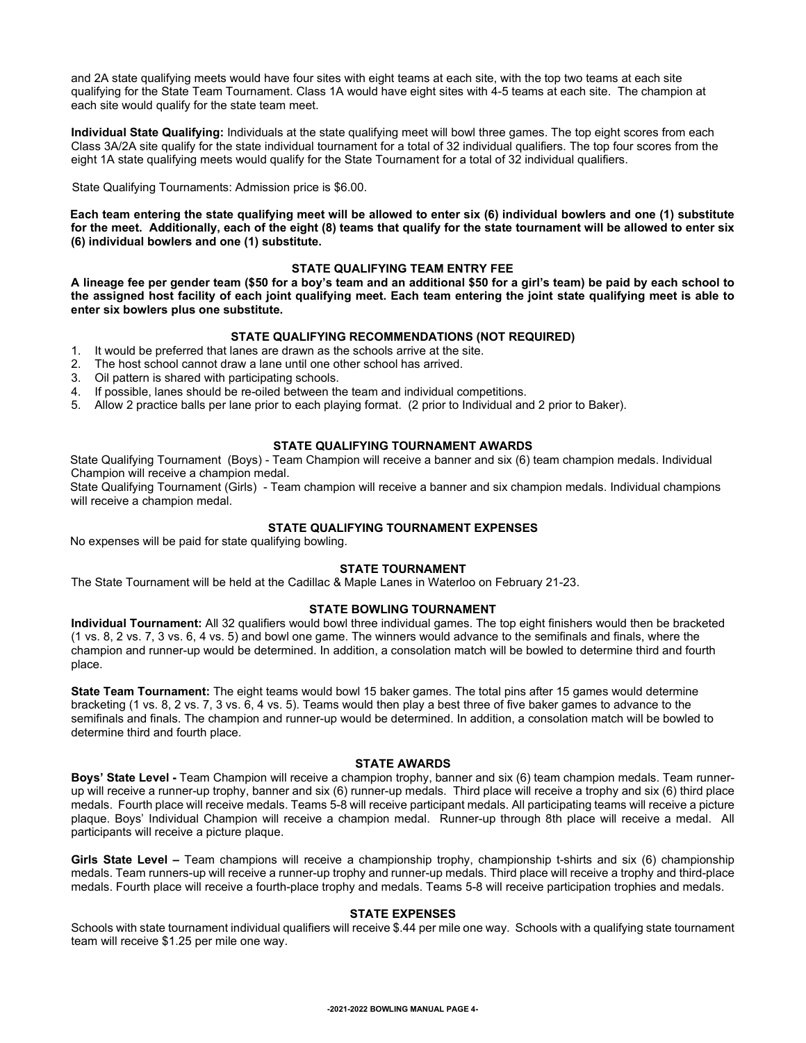and 2A state qualifying meets would have four sites with eight teams at each site, with the top two teams at each site qualifying for the State Team Tournament. Class 1A would have eight sites with 4-5 teams at each site. The champion at each site would qualify for the state team meet.

**Individual State Qualifying:** Individuals at the state qualifying meet will bowl three games. The top eight scores from each Class 3A/2A site qualify for the state individual tournament for a total of 32 individual qualifiers. The top four scores from the eight 1A state qualifying meets would qualify for the State Tournament for a total of 32 individual qualifiers.

State Qualifying Tournaments: Admission price is $6.00.

**Each team entering the state qualifying meet will be allowed to enter six (6) individual bowlers and one (1) substitute for the meet. Additionally, each of the eight (8) teams that qualify for the state tournament will be allowed to enter six (6) individual bowlers and one (1) substitute.**

### STATE QUALIFYING TEAM ENTRY FEE

**A lineage fee per gender team ($50 for a boy's team and an additional $50 for a girl's team) be paid by each school to the assigned host facility of each joint qualifying meet. Each team entering the joint state qualifying meet is able to enter six bowlers plus one substitute.**

### STATE QUALIFYING RECOMMENDATIONS (NOT REQUIRED)

1. It would be preferred that lanes are drawn as the schools arrive at the site.
2. The host school cannot draw a lane until one other school has arrived.
3. Oil pattern is shared with participating schools.
4. If possible, lanes should be re-oiled between the team and individual competitions.
5. Allow 2 practice balls per lane prior to each playing format. (2 prior to Individual and 2 prior to Baker).

### STATE QUALIFYING TOURNAMENT AWARDS

State Qualifying Tournament (Boys) - Team Champion will receive a banner and six (6) team champion medals. Individual Champion will receive a champion medal.

State Qualifying Tournament (Girls) - Team champion will receive a banner and six champion medals. Individual champions will receive a champion medal.

### STATE QUALIFYING TOURNAMENT EXPENSES

No expenses will be paid for state qualifying bowling.

### STATE TOURNAMENT

The State Tournament will be held at the Cadillac & Maple Lanes in Waterloo on February 21-23.

### STATE BOWLING TOURNAMENT

**Individual Tournament:** All 32 qualifiers would bowl three individual games. The top eight finishers would then be bracketed (1 vs. 8, 2 vs. 7, 3 vs. 6, 4 vs. 5) and bowl one game. The winners would advance to the semifinals and finals, where the champion and runner-up would be determined. In addition, a consolation match will be bowled to determine third and fourth place.

**State Team Tournament:** The eight teams would bowl 15 baker games. The total pins after 15 games would determine bracketing (1 vs. 8, 2 vs. 7, 3 vs. 6, 4 vs. 5). Teams would then play a best three of five baker games to advance to the semifinals and finals. The champion and runner-up would be determined. In addition, a consolation match will be bowled to determine third and fourth place.

### STATE AWARDS

**Boys' State Level -** Team Champion will receive a champion trophy, banner and six (6) team champion medals. Team runner-up will receive a runner-up trophy, banner and six (6) runner-up medals. Third place will receive a trophy and six (6) third place medals. Fourth place will receive medals. Teams 5-8 will receive participant medals. All participating teams will receive a picture plaque. Boys' Individual Champion will receive a champion medal. Runner-up through 8th place will receive a medal. All participants will receive a picture plaque.

**Girls State Level –** Team champions will receive a championship trophy, championship t-shirts and six (6) championship medals. Team runners-up will receive a runner-up trophy and runner-up medals. Third place will receive a trophy and third-place medals. Fourth place will receive a fourth-place trophy and medals. Teams 5-8 will receive participation trophies and medals.

### STATE EXPENSES

Schools with state tournament individual qualifiers will receive $.44 per mile one way. Schools with a qualifying state tournament team will receive $1.25 per mile one way.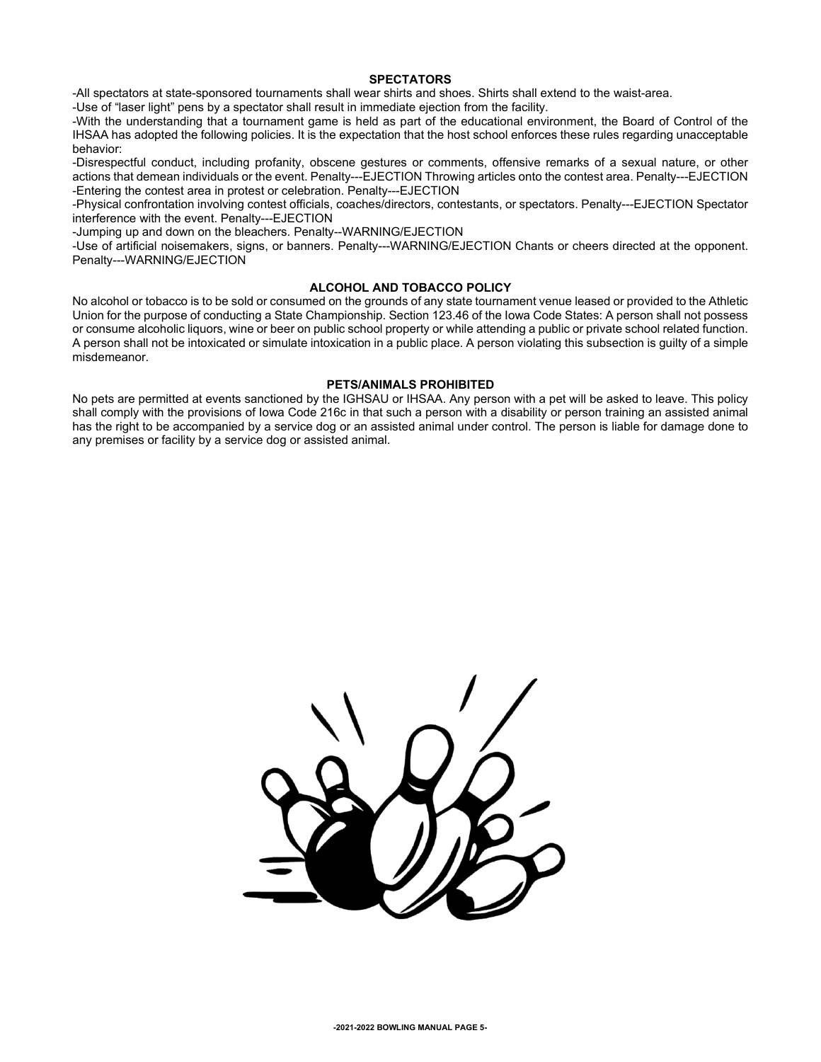## SPECTATORS

-All spectators at state-sponsored tournaments shall wear shirts and shoes. Shirts shall extend to the waist-area.

-Use of "laser light" pens by a spectator shall result in immediate ejection from the facility.

-With the understanding that a tournament game is held as part of the educational environment, the Board of Control of the IHSAA has adopted the following policies. It is the expectation that the host school enforces these rules regarding unacceptable behavior:

-Disrespectful conduct, including profanity, obscene gestures or comments, offensive remarks of a sexual nature, or other actions that demean individuals or the event. Penalty---EJECTION Throwing articles onto the contest area. Penalty---EJECTION

-Entering the contest area in protest or celebration. Penalty---EJECTION

-Physical confrontation involving contest officials, coaches/directors, contestants, or spectators. Penalty---EJECTION Spectator interference with the event. Penalty---EJECTION

-Jumping up and down on the bleachers. Penalty--WARNING/EJECTION

-Use of artificial noisemakers, signs, or banners. Penalty---WARNING/EJECTION Chants or cheers directed at the opponent. Penalty---WARNING/EJECTION

## ALCOHOL AND TOBACCO POLICY

No alcohol or tobacco is to be sold or consumed on the grounds of any state tournament venue leased or provided to the Athletic Union for the purpose of conducting a State Championship. Section 123.46 of the Iowa Code States: A person shall not possess or consume alcoholic liquors, wine or beer on public school property or while attending a public or private school related function. A person shall not be intoxicated or simulate intoxication in a public place. A person violating this subsection is guilty of a simple misdemeanor.

## PETS/ANIMALS PROHIBITED

No pets are permitted at events sanctioned by the IGHSAU or IHSAA. Any person with a pet will be asked to leave. This policy shall comply with the provisions of Iowa Code 216c in that such a person with a disability or person training an assisted animal has the right to be accompanied by a service dog or an assisted animal under control. The person is liable for damage done to any premises or facility by a service dog or assisted animal.